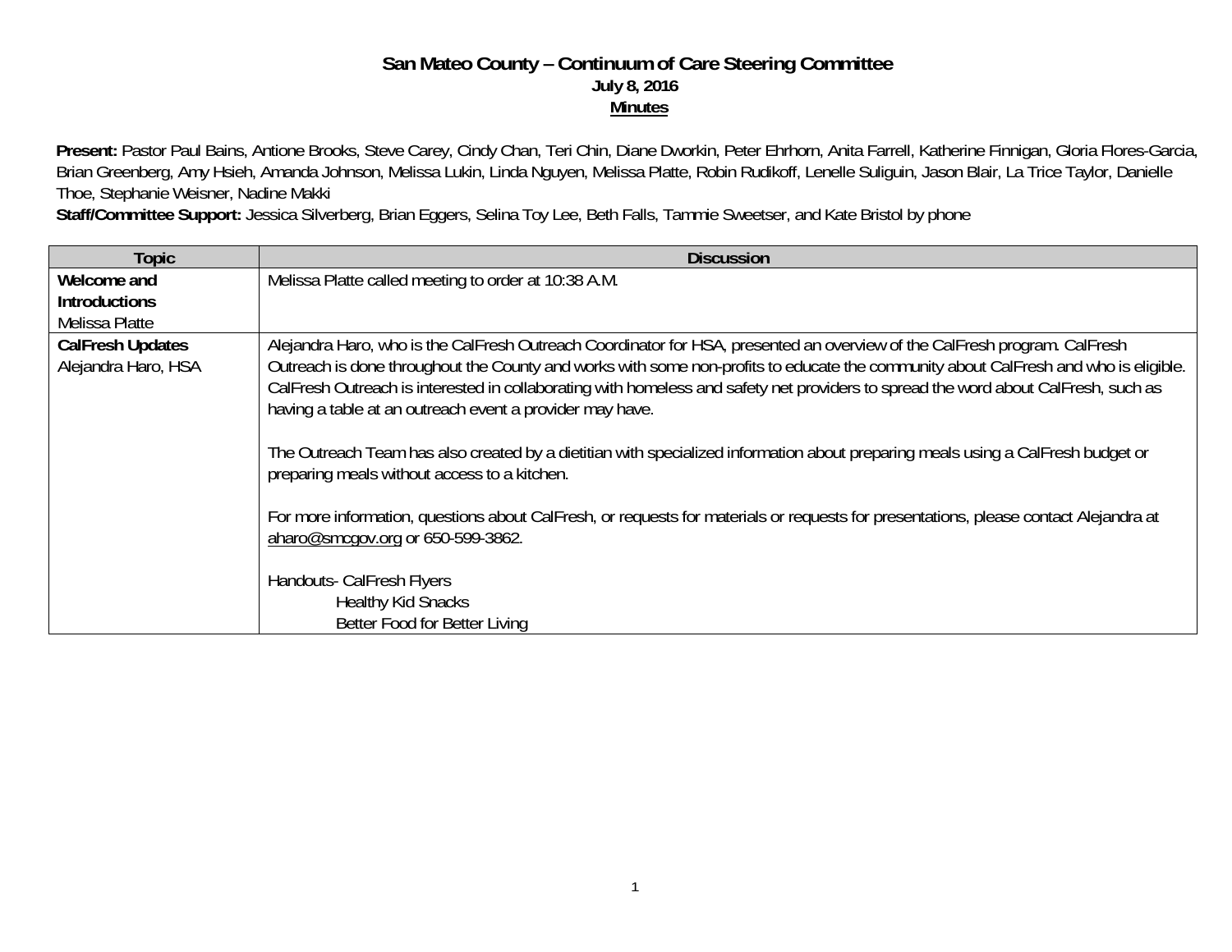# San Mateo County – Continuum of Care Steering Committee

**July 8, 2016**

**Minutes**

**Present:** Pastor Paul Bains, Antione Brooks, Steve Carey, Cindy Chan, Teri Chin, Diane Dworkin, Peter Ehrhorn, Anita Farrell, Katherine Finnigan, Gloria Flores-Garcia, Brian Greenberg, Amy Hsieh, Amanda Johnson, Melissa Lukin, Linda Nguyen, Melissa Platte, Robin Rudikoff, Lenelle Suliguin, Jason Blair, La Trice Taylor, Danielle Thoe, Stephanie Weisner, Nadine Makki

**Staff/Committee Support:** Jessica Silverberg, Brian Eggers, Selina Toy Lee, Beth Falls, Tammie Sweetser, and Kate Bristol by phone

| Topic | Discussion |
|---|---|
| **Welcome and Introductions**<br>Melissa Platte | Melissa Platte called meeting to order at 10:38 A.M. |
| **CalFresh Updates**<br>Alejandra Haro, HSA | Alejandra Haro, who is the CalFresh Outreach Coordinator for HSA, presented an overview of the CalFresh program. CalFresh Outreach is done throughout the County and works with some non-profits to educate the community about CalFresh and who is eligible. CalFresh Outreach is interested in collaborating with homeless and safety net providers to spread the word about CalFresh, such as having a table at an outreach event a provider may have.<br><br>The Outreach Team has also created by a dietitian with specialized information about preparing meals using a CalFresh budget or preparing meals without access to a kitchen.<br><br>For more information, questions about CalFresh, or requests for materials or requests for presentations, please contact Alejandra at aharo@smcgov.org or 650-599-3862.<br><br>Handouts- CalFresh Flyers<br>Healthy Kid Snacks<br>Better Food for Better Living |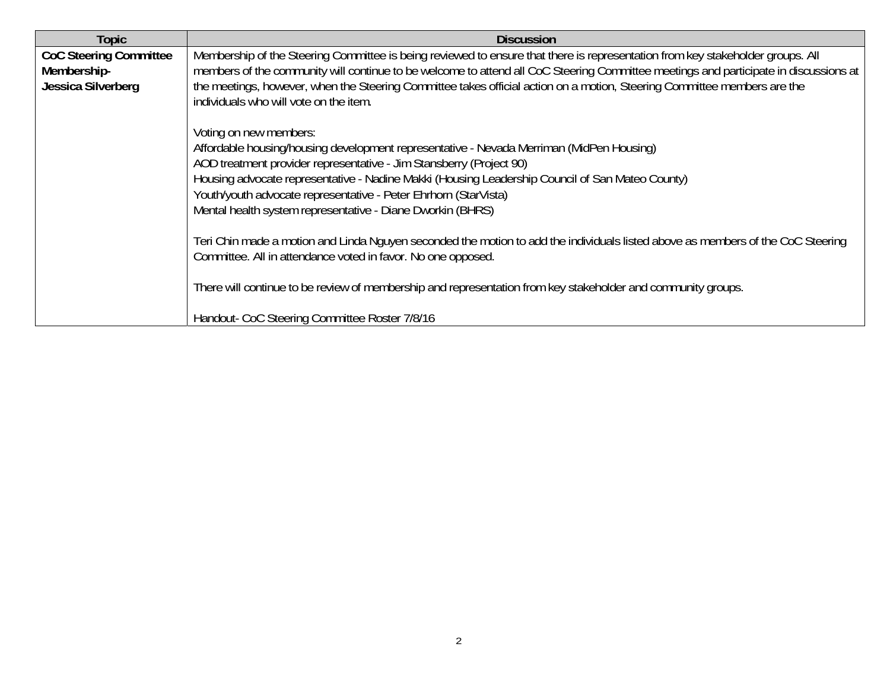| Topic | Discussion |
| --- | --- |
| **CoC Steering Committee Membership- Jessica Silverberg** | Membership of the Steering Committee is being reviewed to ensure that there is representation from key stakeholder groups. All members of the community will continue to be welcome to attend all CoC Steering Committee meetings and participate in discussions at the meetings, however, when the Steering Committee takes official action on a motion, Steering Committee members are the individuals who will vote on the item.<br><br>Voting on new members:<br>Affordable housing/housing development representative - Nevada Merriman (MidPen Housing)<br>AOD treatment provider representative - Jim Stansberry (Project 90)<br>Housing advocate representative - Nadine Makki (Housing Leadership Council of San Mateo County)<br>Youth/youth advocate representative - Peter Ehrhorn (StarVista)<br>Mental health system representative - Diane Dworkin (BHRS)<br><br>Teri Chin made a motion and Linda Nguyen seconded the motion to add the individuals listed above as members of the CoC Steering Committee. All in attendance voted in favor. No one opposed.<br><br>There will continue to be review of membership and representation from key stakeholder and community groups.<br><br>Handout- CoC Steering Committee Roster 7/8/16 |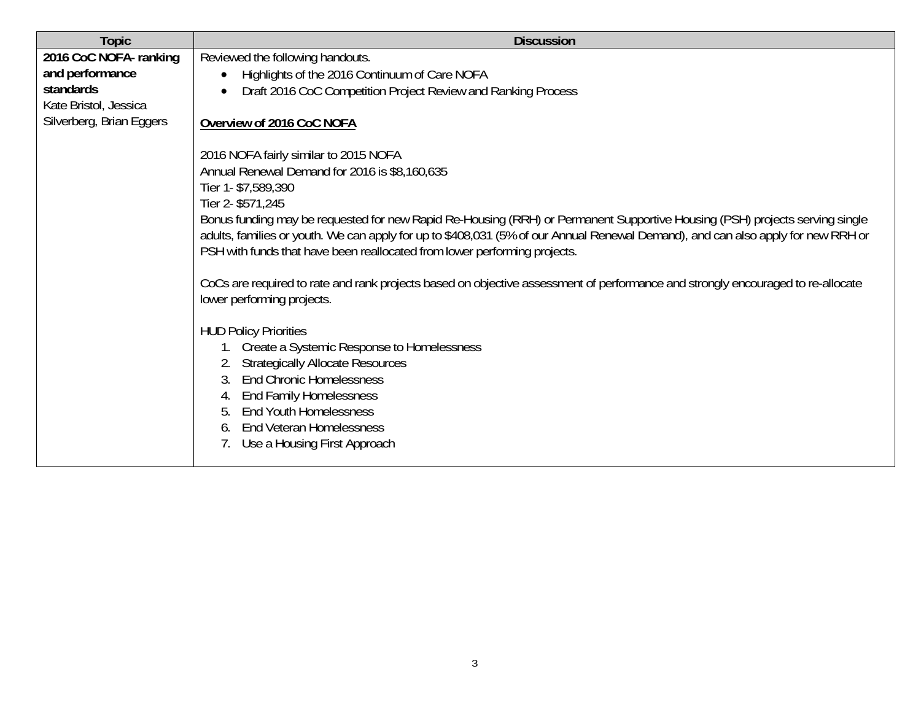| Topic | Discussion |
|---|---|
| **2016 CoC NOFA- ranking and performance standards**<br>Kate Bristol, Jessica Silverberg, Brian Eggers | Reviewed the following handouts.<br>• Highlights of the 2016 Continuum of Care NOFA<br>• Draft 2016 CoC Competition Project Review and Ranking Process<br><br>**<u>Overview of 2016 CoC NOFA</u>**<br><br>2016 NOFA fairly similar to 2015 NOFA<br>Annual Renewal Demand for 2016 is $8,160,635<br>Tier 1- $7,589,390<br>Tier 2- $571,245<br>Bonus funding may be requested for new Rapid Re-Housing (RRH) or Permanent Supportive Housing (PSH) projects serving single adults, families or youth. We can apply for up to $408,031 (5% of our Annual Renewal Demand), and can also apply for new RRH or PSH with funds that have been reallocated from lower performing projects.<br><br>CoCs are required to rate and rank projects based on objective assessment of performance and strongly encouraged to re-allocate lower performing projects.<br><br>HUD Policy Priorities<br>1. Create a Systemic Response to Homelessness<br>2. Strategically Allocate Resources<br>3. End Chronic Homelessness<br>4. End Family Homelessness<br>5. End Youth Homelessness<br>6. End Veteran Homelessness<br>7. Use a Housing First Approach |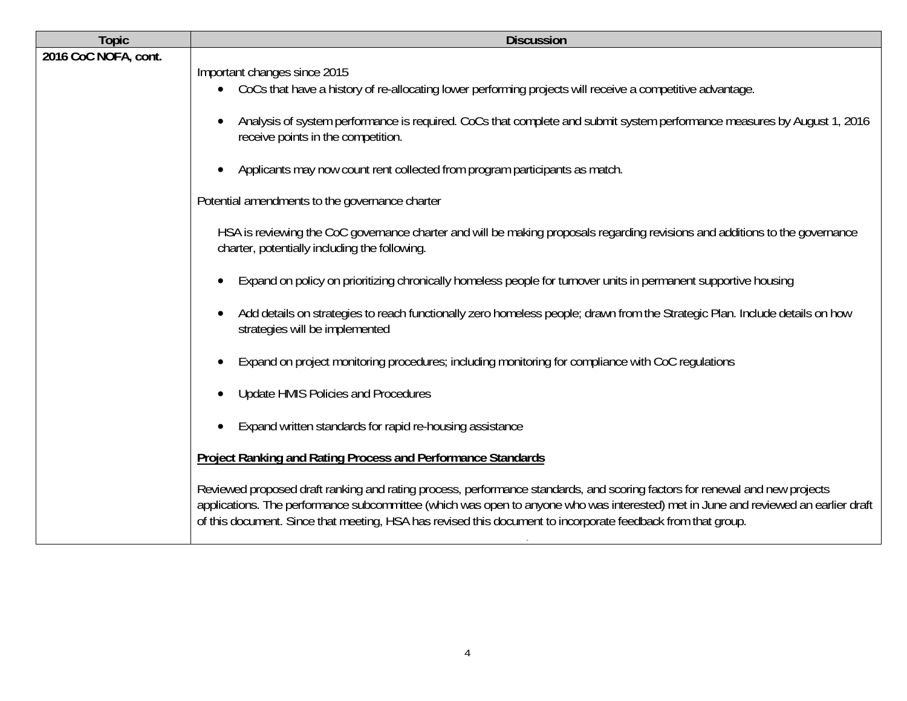| Topic | Discussion |
|---|---|
| **2016 CoC NOFA, cont.** | Important changes since 2015<br>• CoCs that have a history of re-allocating lower performing projects will receive a competitive advantage.<br>• Analysis of system performance is required. CoCs that complete and submit system performance measures by August 1, 2016 receive points in the competition.<br>• Applicants may now count rent collected from program participants as match.<br><br>Potential amendments to the governance charter<br><br>HSA is reviewing the CoC governance charter and will be making proposals regarding revisions and additions to the governance charter, potentially including the following.<br>• Expand on policy on prioritizing chronically homeless people for turnover units in permanent supportive housing<br>• Add details on strategies to reach functionally zero homeless people; drawn from the Strategic Plan. Include details on how strategies will be implemented<br>• Expand on project monitoring procedures; including monitoring for compliance with CoC regulations<br>• Update HMIS Policies and Procedures<br>• Expand written standards for rapid re-housing assistance<br><br>**<u>Project Ranking and Rating Process and Performance Standards</u>**<br><br>Reviewed proposed draft ranking and rating process, performance standards, and scoring factors for renewal and new projects applications. The performance subcommittee (which was open to anyone who was interested) met in June and reviewed an earlier draft of this document. Since that meeting, HSA has revised this document to incorporate feedback from that group. |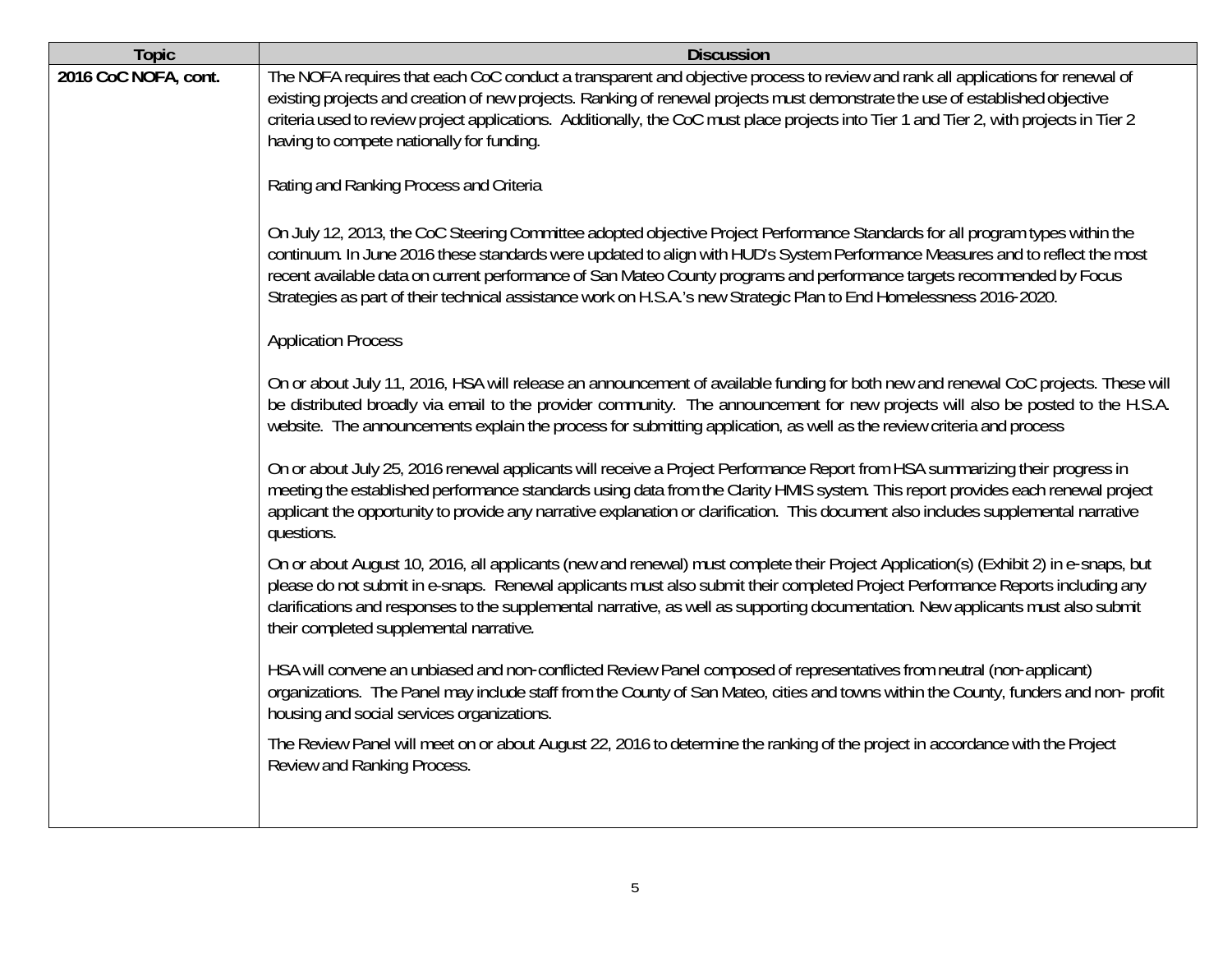| Topic | Discussion |
|---|---|
| **2016 CoC NOFA, cont.** | The NOFA requires that each CoC conduct a transparent and objective process to review and rank all applications for renewal of existing projects and creation of new projects. Ranking of renewal projects must demonstrate the use of established objective criteria used to review project applications. Additionally, the CoC must place projects into Tier 1 and Tier 2, with projects in Tier 2 having to compete nationally for funding.<br><br>Rating and Ranking Process and Criteria<br><br>On July 12, 2013, the CoC Steering Committee adopted objective Project Performance Standards for all program types within the continuum. In June 2016 these standards were updated to align with HUD's System Performance Measures and to reflect the most recent available data on current performance of San Mateo County programs and performance targets recommended by Focus Strategies as part of their technical assistance work on H.S.A.'s new Strategic Plan to End Homelessness 2016-2020.<br><br>Application Process<br><br>On or about July 11, 2016, HSA will release an announcement of available funding for both new and renewal CoC projects. These will be distributed broadly via email to the provider community. The announcement for new projects will also be posted to the H.S.A. website. The announcements explain the process for submitting application, as well as the review criteria and process<br><br>On or about July 25, 2016 renewal applicants will receive a Project Performance Report from HSA summarizing their progress in meeting the established performance standards using data from the Clarity HMIS system. This report provides each renewal project applicant the opportunity to provide any narrative explanation or clarification. This document also includes supplemental narrative questions.<br><br>On or about August 10, 2016, all applicants (new and renewal) must complete their Project Application(s) (Exhibit 2) in e-snaps, but please do not submit in e-snaps. Renewal applicants must also submit their completed Project Performance Reports including any clarifications and responses to the supplemental narrative, as well as supporting documentation. New applicants must also submit their completed supplemental narrative.<br><br>HSA will convene an unbiased and non-conflicted Review Panel composed of representatives from neutral (non-applicant) organizations. The Panel may include staff from the County of San Mateo, cities and towns within the County, funders and non- profit housing and social services organizations.<br><br>The Review Panel will meet on or about August 22, 2016 to determine the ranking of the project in accordance with the Project Review and Ranking Process. |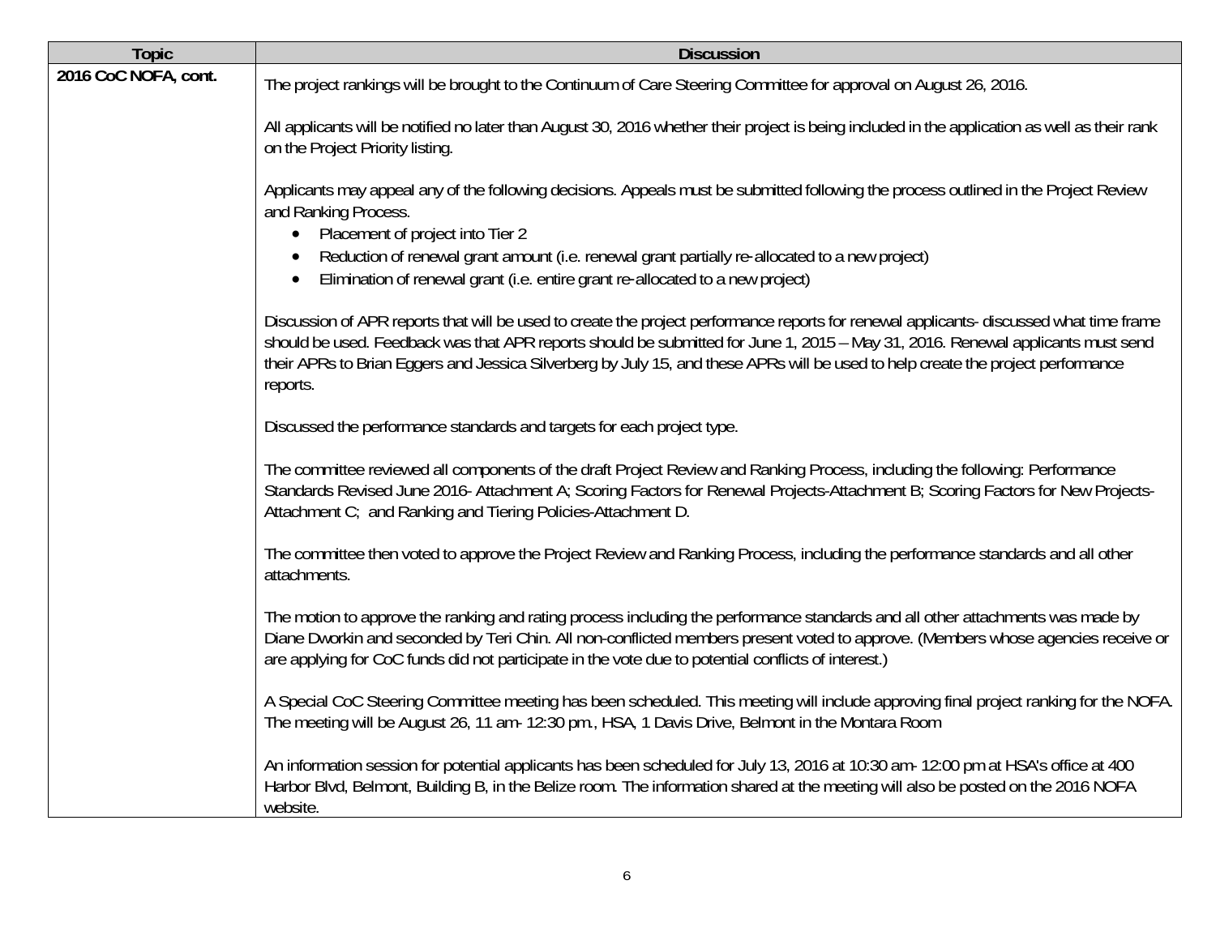| Topic | Discussion |
| --- | --- |
| **2016 CoC NOFA, cont.** | The project rankings will be brought to the Continuum of Care Steering Committee for approval on August 26, 2016.<br><br>All applicants will be notified no later than August 30, 2016 whether their project is being included in the application as well as their rank on the Project Priority listing.<br><br>Applicants may appeal any of the following decisions. Appeals must be submitted following the process outlined in the Project Review and Ranking Process.<br>• Placement of project into Tier 2<br>• Reduction of renewal grant amount (i.e. renewal grant partially re-allocated to a new project)<br>• Elimination of renewal grant (i.e. entire grant re-allocated to a new project)<br><br>Discussion of APR reports that will be used to create the project performance reports for renewal applicants- discussed what time frame should be used. Feedback was that APR reports should be submitted for June 1, 2015 – May 31, 2016. Renewal applicants must send their APRs to Brian Eggers and Jessica Silverberg by July 15, and these APRs will be used to help create the project performance reports.<br><br>Discussed the performance standards and targets for each project type.<br><br>The committee reviewed all components of the draft Project Review and Ranking Process, including the following: Performance Standards Revised June 2016- Attachment A; Scoring Factors for Renewal Projects-Attachment B; Scoring Factors for New Projects-Attachment C; and Ranking and Tiering Policies-Attachment D.<br><br>The committee then voted to approve the Project Review and Ranking Process, including the performance standards and all other attachments.<br><br>The motion to approve the ranking and rating process including the performance standards and all other attachments was made by Diane Dworkin and seconded by Teri Chin. All non-conflicted members present voted to approve. (Members whose agencies receive or are applying for CoC funds did not participate in the vote due to potential conflicts of interest.)<br><br>A Special CoC Steering Committee meeting has been scheduled. This meeting will include approving final project ranking for the NOFA. The meeting will be August 26, 11 am- 12:30 pm., HSA, 1 Davis Drive, Belmont in the Montara Room<br><br>An information session for potential applicants has been scheduled for July 13, 2016 at 10:30 am- 12:00 pm at HSA's office at 400 Harbor Blvd, Belmont, Building B, in the Belize room. The information shared at the meeting will also be posted on the 2016 NOFA website. |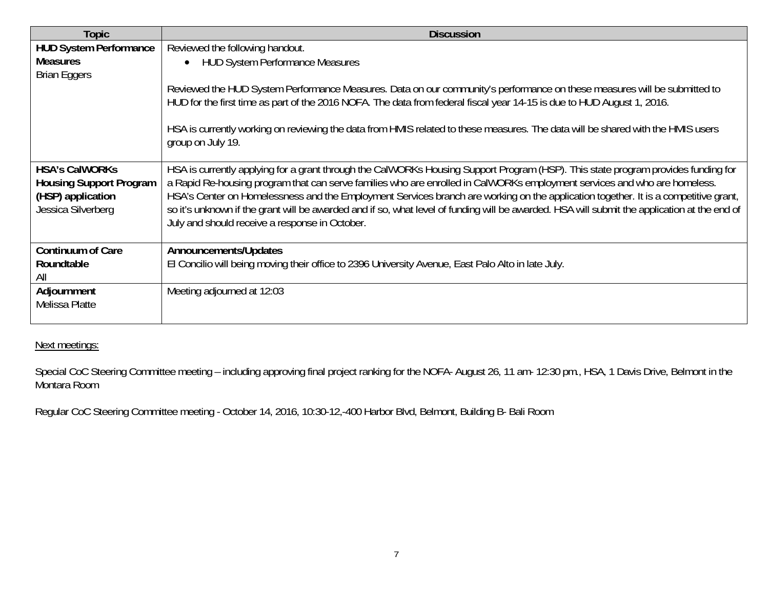| Topic | Discussion |
|---|---|
| **HUD System Performance Measures**<br>Brian Eggers | Reviewed the following handout.<br>• HUD System Performance Measures<br><br>Reviewed the HUD System Performance Measures. Data on our community's performance on these measures will be submitted to HUD for the first time as part of the 2016 NOFA. The data from federal fiscal year 14-15 is due to HUD August 1, 2016.<br><br>HSA is currently working on reviewing the data from HMIS related to these measures. The data will be shared with the HMIS users group on July 19. |
| **HSA's CalWORKs Housing Support Program (HSP) application**<br>Jessica Silverberg | HSA is currently applying for a grant through the CalWORKs Housing Support Program (HSP). This state program provides funding for a Rapid Re-housing program that can serve families who are enrolled in CalWORKs employment services and who are homeless. HSA's Center on Homelessness and the Employment Services branch are working on the application together. It is a competitive grant, so it's unknown if the grant will be awarded and if so, what level of funding will be awarded. HSA will submit the application at the end of July and should receive a response in October. |
| **Continuum of Care Roundtable**<br>All | **Announcements/Updates**<br>El Concilio will being moving their office to 2396 University Avenue, East Palo Alto in late July. |
| **Adjournment**<br>Melissa Platte | Meeting adjourned at 12:03 |

Next meetings:

Special CoC Steering Committee meeting – including approving final project ranking for the NOFA- August 26, 11 am- 12:30 pm., HSA, 1 Davis Drive, Belmont in the Montara Room

Regular CoC Steering Committee meeting - October 14, 2016, 10:30-12,-400 Harbor Blvd, Belmont, Building B- Bali Room